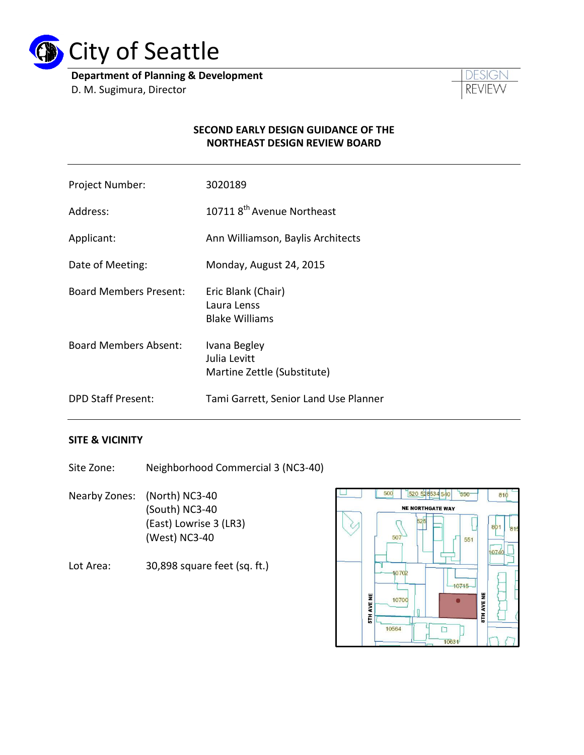# City of Seattle

**Department of Planning & Development**
D. M. Sugimura, Director

DESIGN REVIEW

**SECOND EARLY DESIGN GUIDANCE OF THE NORTHEAST DESIGN REVIEW BOARD**

| | |
|---|---|
| Project Number: | 3020189 |
| Address: | 10711 8th Avenue Northeast |
| Applicant: | Ann Williamson, Baylis Architects |
| Date of Meeting: | Monday, August 24, 2015 |
| Board Members Present: | Eric Blank (Chair)<br>Laura Lenss<br>Blake Williams |
| Board Members Absent: | Ivana Begley<br>Julia Levitt<br>Martine Zettle (Substitute) |
| DPD Staff Present: | Tami Garrett, Senior Land Use Planner |

## SITE & VICINITY

Site Zone: Neighborhood Commercial 3 (NC3-40)

Nearby Zones:
(North) NC3-40
(South) NC3-40
(East) Lowrise 3 (LR3)
(West) NC3-40

Lot Area: 30,898 square feet (sq. ft.)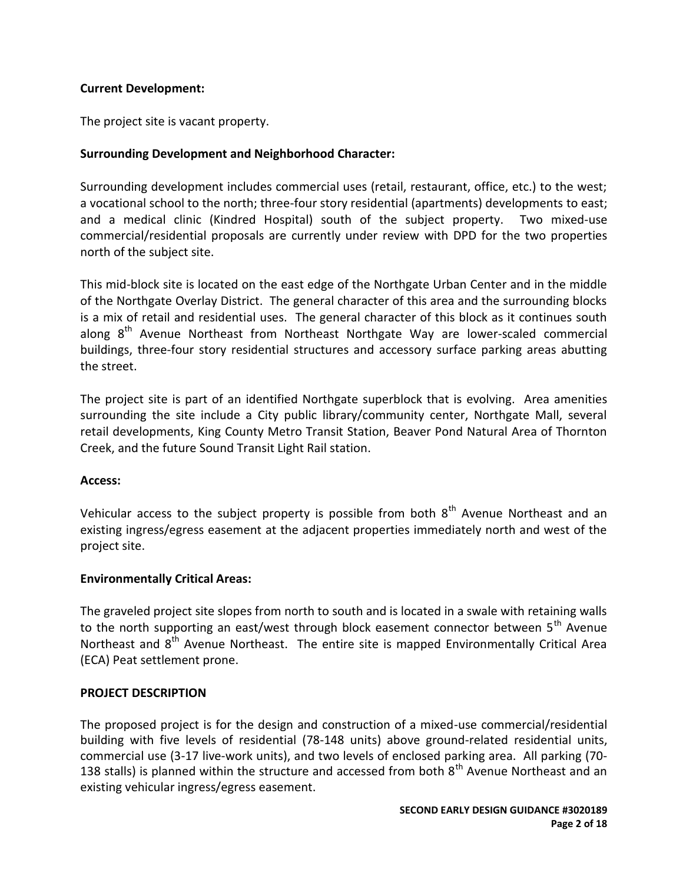**Current Development:**

The project site is vacant property.

**Surrounding Development and Neighborhood Character:**

Surrounding development includes commercial uses (retail, restaurant, office, etc.) to the west; a vocational school to the north; three-four story residential (apartments) developments to east; and a medical clinic (Kindred Hospital) south of the subject property. Two mixed-use commercial/residential proposals are currently under review with DPD for the two properties north of the subject site.

This mid-block site is located on the east edge of the Northgate Urban Center and in the middle of the Northgate Overlay District. The general character of this area and the surrounding blocks is a mix of retail and residential uses. The general character of this block as it continues south along 8th Avenue Northeast from Northeast Northgate Way are lower-scaled commercial buildings, three-four story residential structures and accessory surface parking areas abutting the street.

The project site is part of an identified Northgate superblock that is evolving. Area amenities surrounding the site include a City public library/community center, Northgate Mall, several retail developments, King County Metro Transit Station, Beaver Pond Natural Area of Thornton Creek, and the future Sound Transit Light Rail station.

**Access:**

Vehicular access to the subject property is possible from both 8th Avenue Northeast and an existing ingress/egress easement at the adjacent properties immediately north and west of the project site.

**Environmentally Critical Areas:**

The graveled project site slopes from north to south and is located in a swale with retaining walls to the north supporting an east/west through block easement connector between 5th Avenue Northeast and 8th Avenue Northeast. The entire site is mapped Environmentally Critical Area (ECA) Peat settlement prone.

**PROJECT DESCRIPTION**

The proposed project is for the design and construction of a mixed-use commercial/residential building with five levels of residential (78-148 units) above ground-related residential units, commercial use (3-17 live-work units), and two levels of enclosed parking area. All parking (70-138 stalls) is planned within the structure and accessed from both 8th Avenue Northeast and an existing vehicular ingress/egress easement.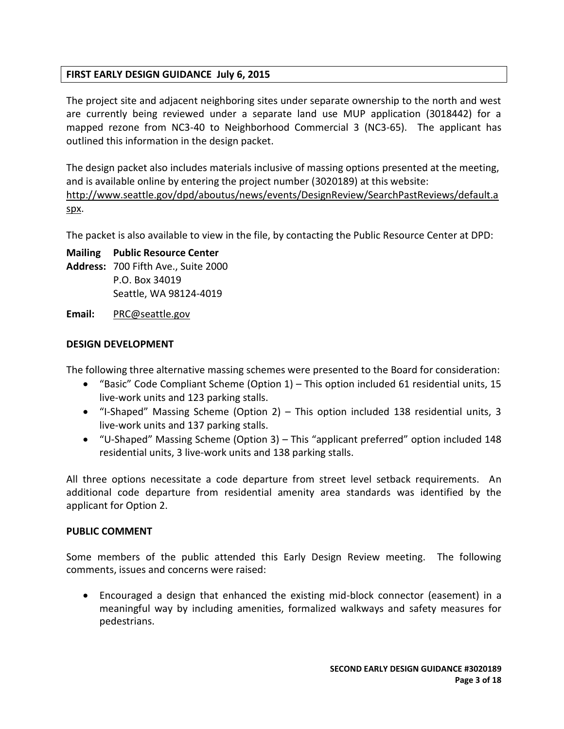**FIRST EARLY DESIGN GUIDANCE July 6, 2015**

The project site and adjacent neighboring sites under separate ownership to the north and west are currently being reviewed under a separate land use MUP application (3018442) for a mapped rezone from NC3-40 to Neighborhood Commercial 3 (NC3-65). The applicant has outlined this information in the design packet.

The design packet also includes materials inclusive of massing options presented at the meeting, and is available online by entering the project number (3020189) at this website: http://www.seattle.gov/dpd/aboutus/news/events/DesignReview/SearchPastReviews/default.aspx.

The packet is also available to view in the file, by contacting the Public Resource Center at DPD:

**Mailing Address:** **Public Resource Center**
700 Fifth Ave., Suite 2000
P.O. Box 34019
Seattle, WA 98124-4019

**Email:** PRC@seattle.gov

**DESIGN DEVELOPMENT**

The following three alternative massing schemes were presented to the Board for consideration:

- "Basic" Code Compliant Scheme (Option 1) – This option included 61 residential units, 15 live-work units and 123 parking stalls.
- "I-Shaped" Massing Scheme (Option 2) – This option included 138 residential units, 3 live-work units and 137 parking stalls.
- "U-Shaped" Massing Scheme (Option 3) – This "applicant preferred" option included 148 residential units, 3 live-work units and 138 parking stalls.

All three options necessitate a code departure from street level setback requirements. An additional code departure from residential amenity area standards was identified by the applicant for Option 2.

**PUBLIC COMMENT**

Some members of the public attended this Early Design Review meeting. The following comments, issues and concerns were raised:

- Encouraged a design that enhanced the existing mid-block connector (easement) in a meaningful way by including amenities, formalized walkways and safety measures for pedestrians.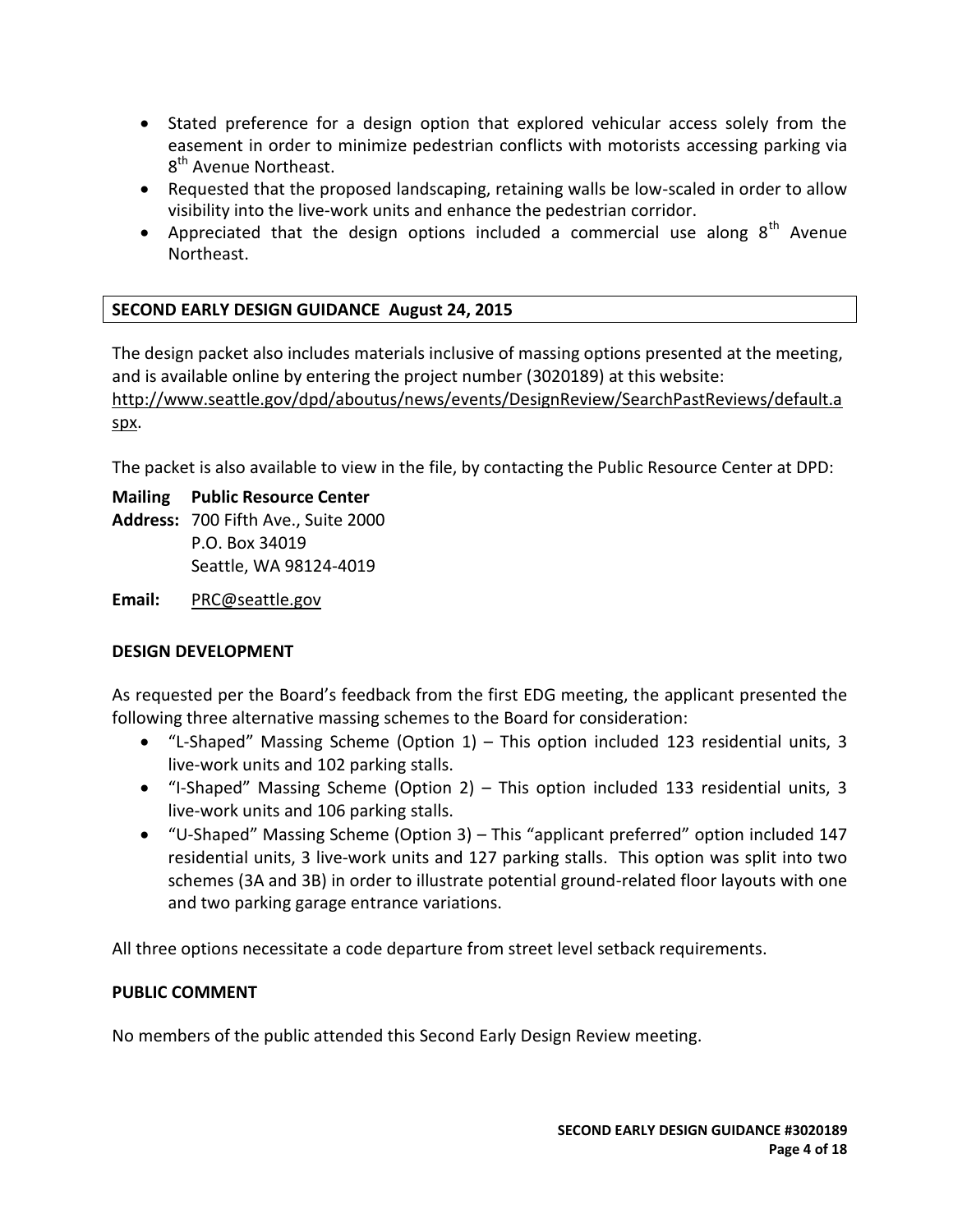- Stated preference for a design option that explored vehicular access solely from the easement in order to minimize pedestrian conflicts with motorists accessing parking via 8th Avenue Northeast.
- Requested that the proposed landscaping, retaining walls be low-scaled in order to allow visibility into the live-work units and enhance the pedestrian corridor.
- Appreciated that the design options included a commercial use along 8th Avenue Northeast.

## SECOND EARLY DESIGN GUIDANCE August 24, 2015

The design packet also includes materials inclusive of massing options presented at the meeting, and is available online by entering the project number (3020189) at this website: http://www.seattle.gov/dpd/aboutus/news/events/DesignReview/SearchPastReviews/default.aspx.

The packet is also available to view in the file, by contacting the Public Resource Center at DPD:

**Mailing Address:** **Public Resource Center**
700 Fifth Ave., Suite 2000
P.O. Box 34019
Seattle, WA 98124-4019

**Email:** PRC@seattle.gov

### DESIGN DEVELOPMENT

As requested per the Board's feedback from the first EDG meeting, the applicant presented the following three alternative massing schemes to the Board for consideration:

- "L-Shaped" Massing Scheme (Option 1) – This option included 123 residential units, 3 live-work units and 102 parking stalls.
- "I-Shaped" Massing Scheme (Option 2) – This option included 133 residential units, 3 live-work units and 106 parking stalls.
- "U-Shaped" Massing Scheme (Option 3) – This "applicant preferred" option included 147 residential units, 3 live-work units and 127 parking stalls. This option was split into two schemes (3A and 3B) in order to illustrate potential ground-related floor layouts with one and two parking garage entrance variations.

All three options necessitate a code departure from street level setback requirements.

### PUBLIC COMMENT

No members of the public attended this Second Early Design Review meeting.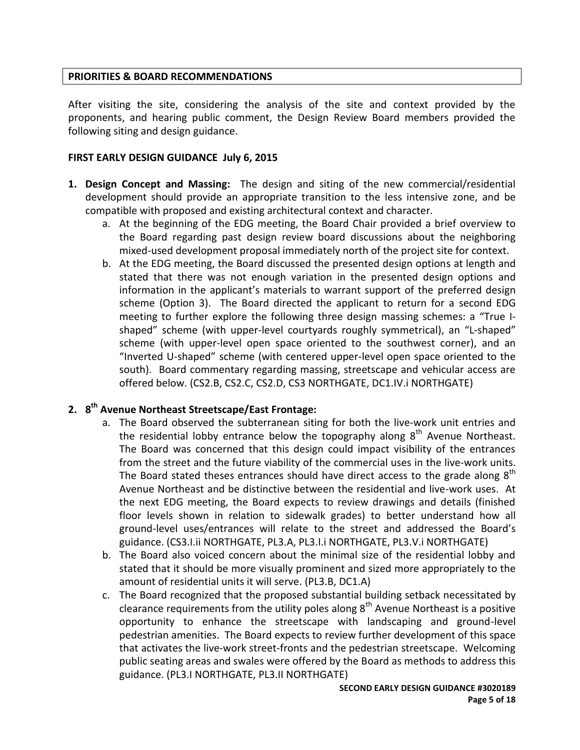## PRIORITIES & BOARD RECOMMENDATIONS

After visiting the site, considering the analysis of the site and context provided by the proponents, and hearing public comment, the Design Review Board members provided the following siting and design guidance.

### FIRST EARLY DESIGN GUIDANCE July 6, 2015

1. **Design Concept and Massing:** The design and siting of the new commercial/residential development should provide an appropriate transition to the less intensive zone, and be compatible with proposed and existing architectural context and character.
   a. At the beginning of the EDG meeting, the Board Chair provided a brief overview to the Board regarding past design review board discussions about the neighboring mixed-used development proposal immediately north of the project site for context.
   b. At the EDG meeting, the Board discussed the presented design options at length and stated that there was not enough variation in the presented design options and information in the applicant's materials to warrant support of the preferred design scheme (Option 3). The Board directed the applicant to return for a second EDG meeting to further explore the following three design massing schemes: a "True I-shaped" scheme (with upper-level courtyards roughly symmetrical), an "L-shaped" scheme (with upper-level open space oriented to the southwest corner), and an "Inverted U-shaped" scheme (with centered upper-level open space oriented to the south). Board commentary regarding massing, streetscape and vehicular access are offered below. (CS2.B, CS2.C, CS2.D, CS3 NORTHGATE, DC1.IV.i NORTHGATE)

2. **8th Avenue Northeast Streetscape/East Frontage:**
   a. The Board observed the subterranean siting for both the live-work unit entries and the residential lobby entrance below the topography along 8th Avenue Northeast. The Board was concerned that this design could impact visibility of the entrances from the street and the future viability of the commercial uses in the live-work units. The Board stated theses entrances should have direct access to the grade along 8th Avenue Northeast and be distinctive between the residential and live-work uses. At the next EDG meeting, the Board expects to review drawings and details (finished floor levels shown in relation to sidewalk grades) to better understand how all ground-level uses/entrances will relate to the street and addressed the Board's guidance. (CS3.I.ii NORTHGATE, PL3.A, PL3.I.i NORTHGATE, PL3.V.i NORTHGATE)
   b. The Board also voiced concern about the minimal size of the residential lobby and stated that it should be more visually prominent and sized more appropriately to the amount of residential units it will serve. (PL3.B, DC1.A)
   c. The Board recognized that the proposed substantial building setback necessitated by clearance requirements from the utility poles along 8th Avenue Northeast is a positive opportunity to enhance the streetscape with landscaping and ground-level pedestrian amenities. The Board expects to review further development of this space that activates the live-work street-fronts and the pedestrian streetscape. Welcoming public seating areas and swales were offered by the Board as methods to address this guidance. (PL3.I NORTHGATE, PL3.II NORTHGATE)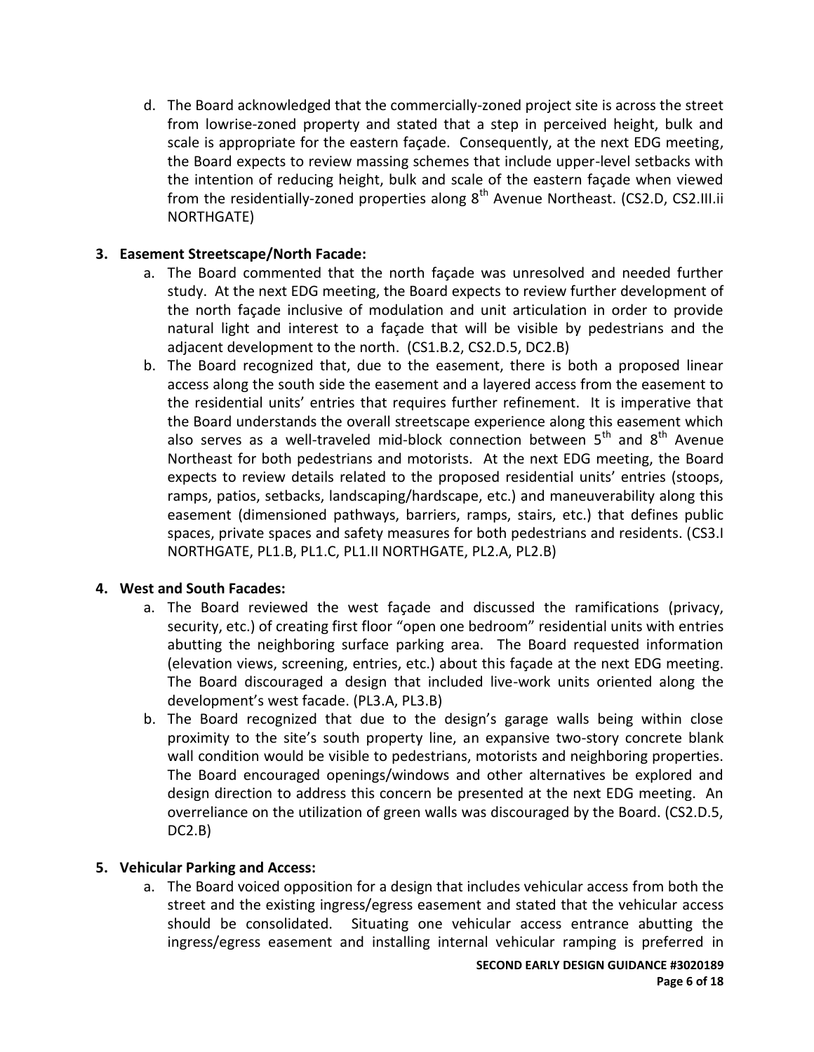d. The Board acknowledged that the commercially-zoned project site is across the street from lowrise-zoned property and stated that a step in perceived height, bulk and scale is appropriate for the eastern façade. Consequently, at the next EDG meeting, the Board expects to review massing schemes that include upper-level setbacks with the intention of reducing height, bulk and scale of the eastern façade when viewed from the residentially-zoned properties along 8th Avenue Northeast. (CS2.D, CS2.III.ii NORTHGATE)

3. **Easement Streetscape/North Facade:**
   a. The Board commented that the north façade was unresolved and needed further study. At the next EDG meeting, the Board expects to review further development of the north façade inclusive of modulation and unit articulation in order to provide natural light and interest to a façade that will be visible by pedestrians and the adjacent development to the north. (CS1.B.2, CS2.D.5, DC2.B)
   b. The Board recognized that, due to the easement, there is both a proposed linear access along the south side the easement and a layered access from the easement to the residential units' entries that requires further refinement. It is imperative that the Board understands the overall streetscape experience along this easement which also serves as a well-traveled mid-block connection between 5th and 8th Avenue Northeast for both pedestrians and motorists. At the next EDG meeting, the Board expects to review details related to the proposed residential units' entries (stoops, ramps, patios, setbacks, landscaping/hardscape, etc.) and maneuverability along this easement (dimensioned pathways, barriers, ramps, stairs, etc.) that defines public spaces, private spaces and safety measures for both pedestrians and residents. (CS3.I NORTHGATE, PL1.B, PL1.C, PL1.II NORTHGATE, PL2.A, PL2.B)

4. **West and South Facades:**
   a. The Board reviewed the west façade and discussed the ramifications (privacy, security, etc.) of creating first floor "open one bedroom" residential units with entries abutting the neighboring surface parking area. The Board requested information (elevation views, screening, entries, etc.) about this façade at the next EDG meeting. The Board discouraged a design that included live-work units oriented along the development's west facade. (PL3.A, PL3.B)
   b. The Board recognized that due to the design's garage walls being within close proximity to the site's south property line, an expansive two-story concrete blank wall condition would be visible to pedestrians, motorists and neighboring properties. The Board encouraged openings/windows and other alternatives be explored and design direction to address this concern be presented at the next EDG meeting. An overreliance on the utilization of green walls was discouraged by the Board. (CS2.D.5, DC2.B)

5. **Vehicular Parking and Access:**
   a. The Board voiced opposition for a design that includes vehicular access from both the street and the existing ingress/egress easement and stated that the vehicular access should be consolidated. Situating one vehicular access entrance abutting the ingress/egress easement and installing internal vehicular ramping is preferred in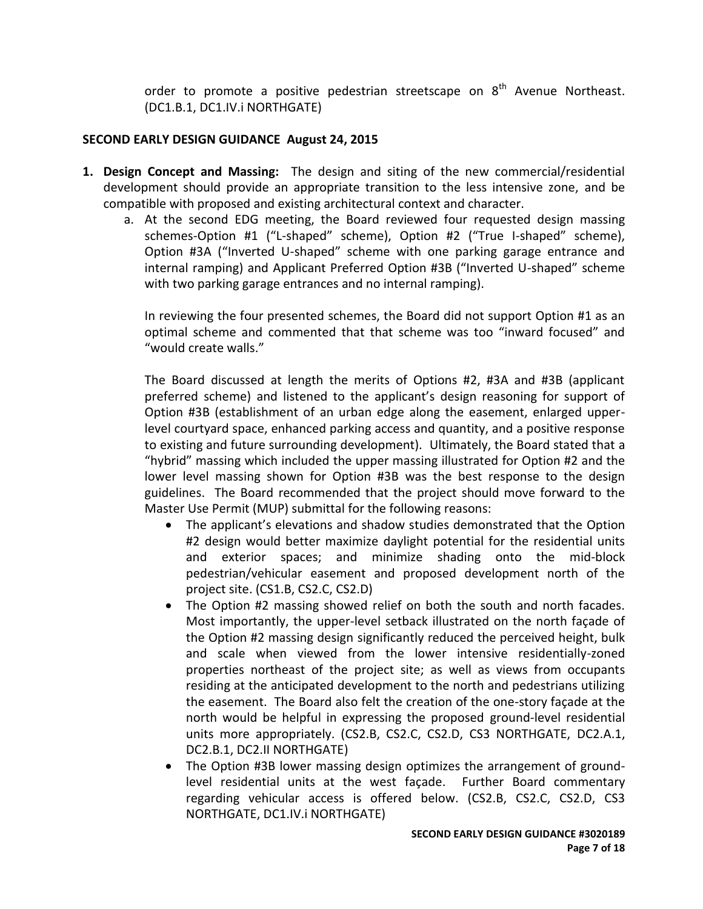order to promote a positive pedestrian streetscape on 8th Avenue Northeast. (DC1.B.1, DC1.IV.i NORTHGATE)

**SECOND EARLY DESIGN GUIDANCE August 24, 2015**

1. **Design Concept and Massing:** The design and siting of the new commercial/residential development should provide an appropriate transition to the less intensive zone, and be compatible with proposed and existing architectural context and character.
   a. At the second EDG meeting, the Board reviewed four requested design massing schemes-Option #1 ("L-shaped" scheme), Option #2 ("True I-shaped" scheme), Option #3A ("Inverted U-shaped" scheme with one parking garage entrance and internal ramping) and Applicant Preferred Option #3B ("Inverted U-shaped" scheme with two parking garage entrances and no internal ramping).

      In reviewing the four presented schemes, the Board did not support Option #1 as an optimal scheme and commented that that scheme was too "inward focused" and "would create walls."

      The Board discussed at length the merits of Options #2, #3A and #3B (applicant preferred scheme) and listened to the applicant's design reasoning for support of Option #3B (establishment of an urban edge along the easement, enlarged upper-level courtyard space, enhanced parking access and quantity, and a positive response to existing and future surrounding development). Ultimately, the Board stated that a "hybrid" massing which included the upper massing illustrated for Option #2 and the lower level massing shown for Option #3B was the best response to the design guidelines. The Board recommended that the project should move forward to the Master Use Permit (MUP) submittal for the following reasons:

      - The applicant's elevations and shadow studies demonstrated that the Option #2 design would better maximize daylight potential for the residential units and exterior spaces; and minimize shading onto the mid-block pedestrian/vehicular easement and proposed development north of the project site. (CS1.B, CS2.C, CS2.D)
      - The Option #2 massing showed relief on both the south and north facades. Most importantly, the upper-level setback illustrated on the north façade of the Option #2 massing design significantly reduced the perceived height, bulk and scale when viewed from the lower intensive residentially-zoned properties northeast of the project site; as well as views from occupants residing at the anticipated development to the north and pedestrians utilizing the easement. The Board also felt the creation of the one-story façade at the north would be helpful in expressing the proposed ground-level residential units more appropriately. (CS2.B, CS2.C, CS2.D, CS3 NORTHGATE, DC2.A.1, DC2.B.1, DC2.II NORTHGATE)
      - The Option #3B lower massing design optimizes the arrangement of ground-level residential units at the west façade. Further Board commentary regarding vehicular access is offered below. (CS2.B, CS2.C, CS2.D, CS3 NORTHGATE, DC1.IV.i NORTHGATE)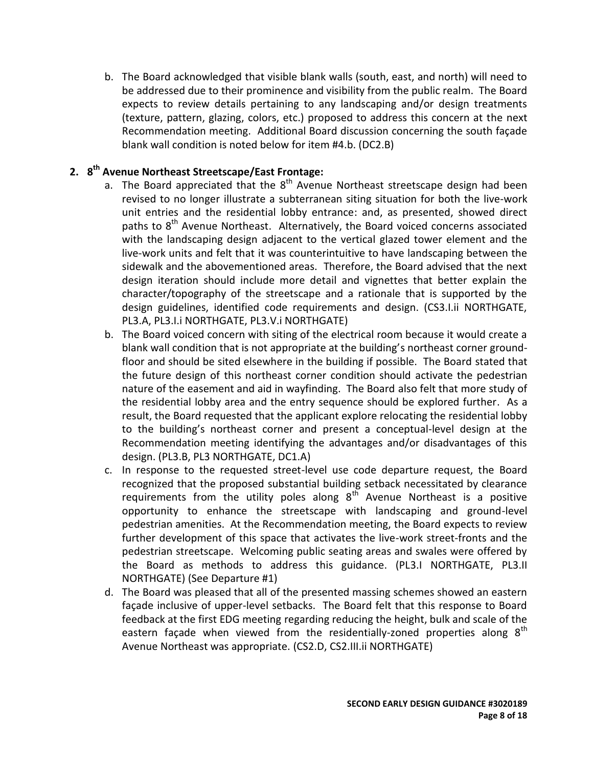b. The Board acknowledged that visible blank walls (south, east, and north) will need to be addressed due to their prominence and visibility from the public realm. The Board expects to review details pertaining to any landscaping and/or design treatments (texture, pattern, glazing, colors, etc.) proposed to address this concern at the next Recommendation meeting. Additional Board discussion concerning the south façade blank wall condition is noted below for item #4.b. (DC2.B)

## 2. 8th Avenue Northeast Streetscape/East Frontage:

a. The Board appreciated that the 8th Avenue Northeast streetscape design had been revised to no longer illustrate a subterranean siting situation for both the live-work unit entries and the residential lobby entrance: and, as presented, showed direct paths to 8th Avenue Northeast. Alternatively, the Board voiced concerns associated with the landscaping design adjacent to the vertical glazed tower element and the live-work units and felt that it was counterintuitive to have landscaping between the sidewalk and the abovementioned areas. Therefore, the Board advised that the next design iteration should include more detail and vignettes that better explain the character/topography of the streetscape and a rationale that is supported by the design guidelines, identified code requirements and design. (CS3.I.ii NORTHGATE, PL3.A, PL3.I.i NORTHGATE, PL3.V.i NORTHGATE)

b. The Board voiced concern with siting of the electrical room because it would create a blank wall condition that is not appropriate at the building's northeast corner ground-floor and should be sited elsewhere in the building if possible. The Board stated that the future design of this northeast corner condition should activate the pedestrian nature of the easement and aid in wayfinding. The Board also felt that more study of the residential lobby area and the entry sequence should be explored further. As a result, the Board requested that the applicant explore relocating the residential lobby to the building's northeast corner and present a conceptual-level design at the Recommendation meeting identifying the advantages and/or disadvantages of this design. (PL3.B, PL3 NORTHGATE, DC1.A)

c. In response to the requested street-level use code departure request, the Board recognized that the proposed substantial building setback necessitated by clearance requirements from the utility poles along 8th Avenue Northeast is a positive opportunity to enhance the streetscape with landscaping and ground-level pedestrian amenities. At the Recommendation meeting, the Board expects to review further development of this space that activates the live-work street-fronts and the pedestrian streetscape. Welcoming public seating areas and swales were offered by the Board as methods to address this guidance. (PL3.I NORTHGATE, PL3.II NORTHGATE) (See Departure #1)

d. The Board was pleased that all of the presented massing schemes showed an eastern façade inclusive of upper-level setbacks. The Board felt that this response to Board feedback at the first EDG meeting regarding reducing the height, bulk and scale of the eastern façade when viewed from the residentially-zoned properties along 8th Avenue Northeast was appropriate. (CS2.D, CS2.III.ii NORTHGATE)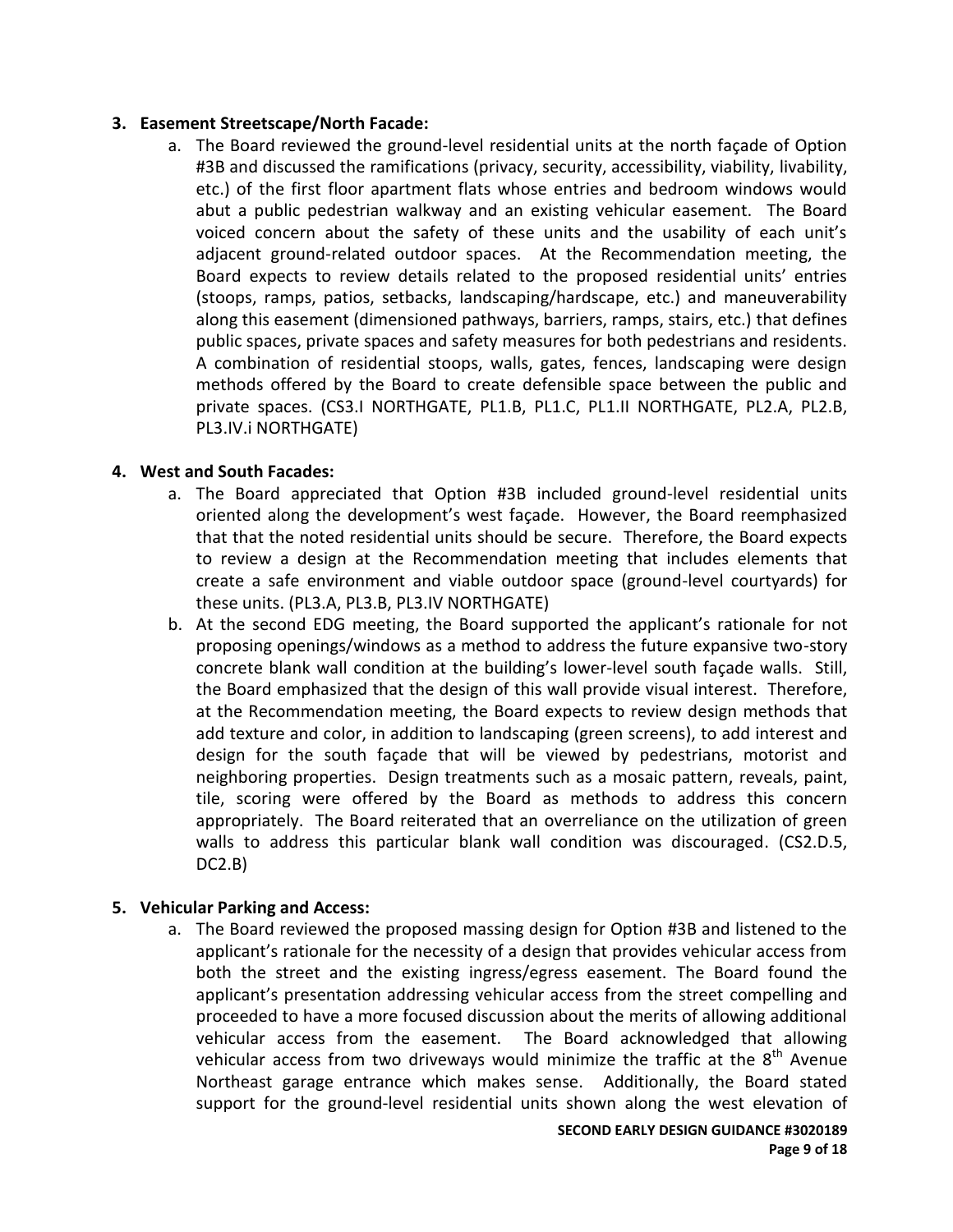3. **Easement Streetscape/North Facade:**
   a. The Board reviewed the ground-level residential units at the north façade of Option #3B and discussed the ramifications (privacy, security, accessibility, viability, livability, etc.) of the first floor apartment flats whose entries and bedroom windows would abut a public pedestrian walkway and an existing vehicular easement. The Board voiced concern about the safety of these units and the usability of each unit's adjacent ground-related outdoor spaces. At the Recommendation meeting, the Board expects to review details related to the proposed residential units' entries (stoops, ramps, patios, setbacks, landscaping/hardscape, etc.) and maneuverability along this easement (dimensioned pathways, barriers, ramps, stairs, etc.) that defines public spaces, private spaces and safety measures for both pedestrians and residents. A combination of residential stoops, walls, gates, fences, landscaping were design methods offered by the Board to create defensible space between the public and private spaces. (CS3.I NORTHGATE, PL1.B, PL1.C, PL1.II NORTHGATE, PL2.A, PL2.B, PL3.IV.i NORTHGATE)

4. **West and South Facades:**
   a. The Board appreciated that Option #3B included ground-level residential units oriented along the development's west façade. However, the Board reemphasized that that the noted residential units should be secure. Therefore, the Board expects to review a design at the Recommendation meeting that includes elements that create a safe environment and viable outdoor space (ground-level courtyards) for these units. (PL3.A, PL3.B, PL3.IV NORTHGATE)
   b. At the second EDG meeting, the Board supported the applicant's rationale for not proposing openings/windows as a method to address the future expansive two-story concrete blank wall condition at the building's lower-level south façade walls. Still, the Board emphasized that the design of this wall provide visual interest. Therefore, at the Recommendation meeting, the Board expects to review design methods that add texture and color, in addition to landscaping (green screens), to add interest and design for the south façade that will be viewed by pedestrians, motorist and neighboring properties. Design treatments such as a mosaic pattern, reveals, paint, tile, scoring were offered by the Board as methods to address this concern appropriately. The Board reiterated that an overreliance on the utilization of green walls to address this particular blank wall condition was discouraged. (CS2.D.5, DC2.B)

5. **Vehicular Parking and Access:**
   a. The Board reviewed the proposed massing design for Option #3B and listened to the applicant's rationale for the necessity of a design that provides vehicular access from both the street and the existing ingress/egress easement. The Board found the applicant's presentation addressing vehicular access from the street compelling and proceeded to have a more focused discussion about the merits of allowing additional vehicular access from the easement. The Board acknowledged that allowing vehicular access from two driveways would minimize the traffic at the 8th Avenue Northeast garage entrance which makes sense. Additionally, the Board stated support for the ground-level residential units shown along the west elevation of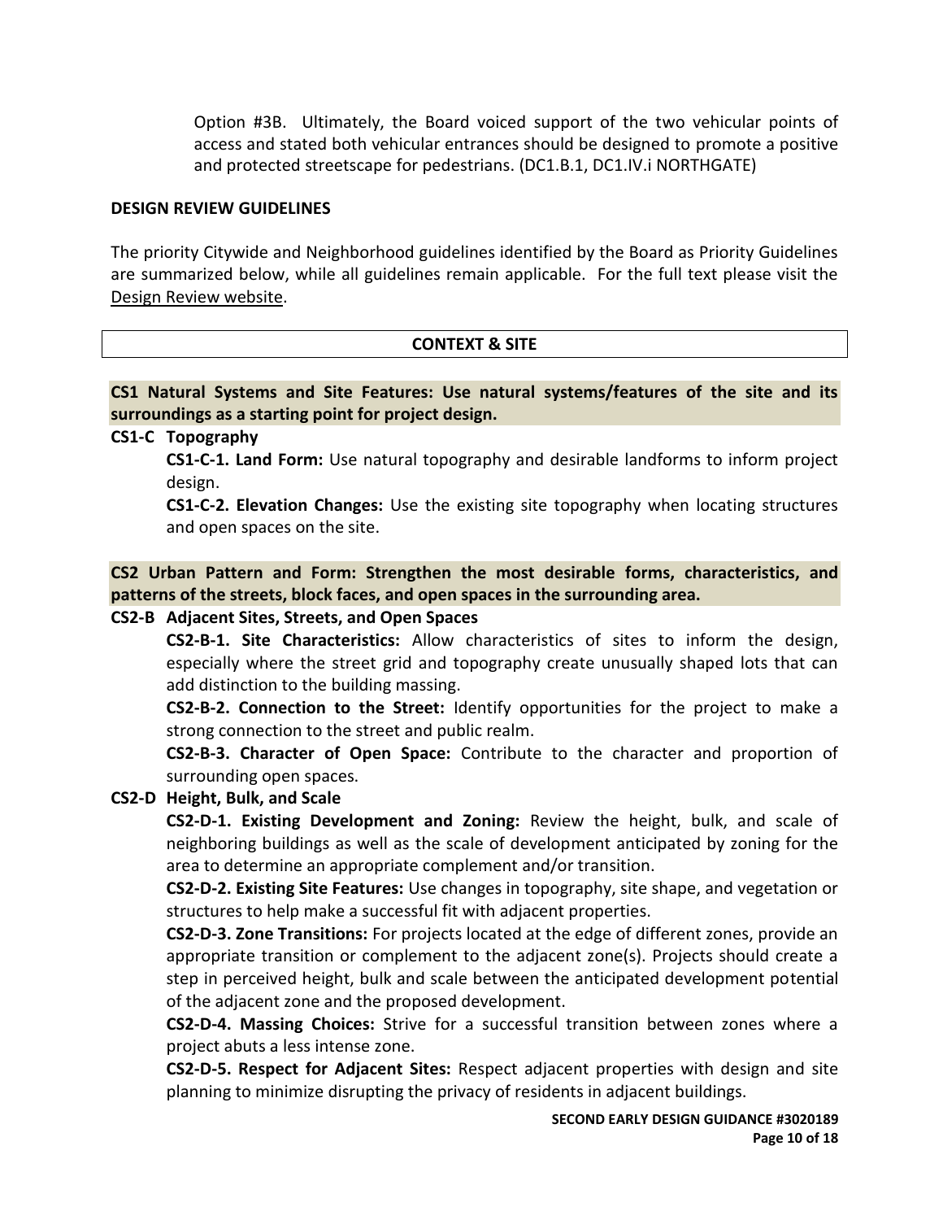Option #3B. Ultimately, the Board voiced support of the two vehicular points of access and stated both vehicular entrances should be designed to promote a positive and protected streetscape for pedestrians. (DC1.B.1, DC1.IV.i NORTHGATE)

## DESIGN REVIEW GUIDELINES

The priority Citywide and Neighborhood guidelines identified by the Board as Priority Guidelines are summarized below, while all guidelines remain applicable. For the full text please visit the Design Review website.

### CONTEXT & SITE

**CS1 Natural Systems and Site Features: Use natural systems/features of the site and its surroundings as a starting point for project design.**

**CS1-C Topography**

**CS1-C-1. Land Form:** Use natural topography and desirable landforms to inform project design.

**CS1-C-2. Elevation Changes:** Use the existing site topography when locating structures and open spaces on the site.

**CS2 Urban Pattern and Form: Strengthen the most desirable forms, characteristics, and patterns of the streets, block faces, and open spaces in the surrounding area.**

**CS2-B Adjacent Sites, Streets, and Open Spaces**

**CS2-B-1. Site Characteristics:** Allow characteristics of sites to inform the design, especially where the street grid and topography create unusually shaped lots that can add distinction to the building massing.

**CS2-B-2. Connection to the Street:** Identify opportunities for the project to make a strong connection to the street and public realm.

**CS2-B-3. Character of Open Space:** Contribute to the character and proportion of surrounding open spaces.

**CS2-D Height, Bulk, and Scale**

**CS2-D-1. Existing Development and Zoning:** Review the height, bulk, and scale of neighboring buildings as well as the scale of development anticipated by zoning for the area to determine an appropriate complement and/or transition.

**CS2-D-2. Existing Site Features:** Use changes in topography, site shape, and vegetation or structures to help make a successful fit with adjacent properties.

**CS2-D-3. Zone Transitions:** For projects located at the edge of different zones, provide an appropriate transition or complement to the adjacent zone(s). Projects should create a step in perceived height, bulk and scale between the anticipated development potential of the adjacent zone and the proposed development.

**CS2-D-4. Massing Choices:** Strive for a successful transition between zones where a project abuts a less intense zone.

**CS2-D-5. Respect for Adjacent Sites:** Respect adjacent properties with design and site planning to minimize disrupting the privacy of residents in adjacent buildings.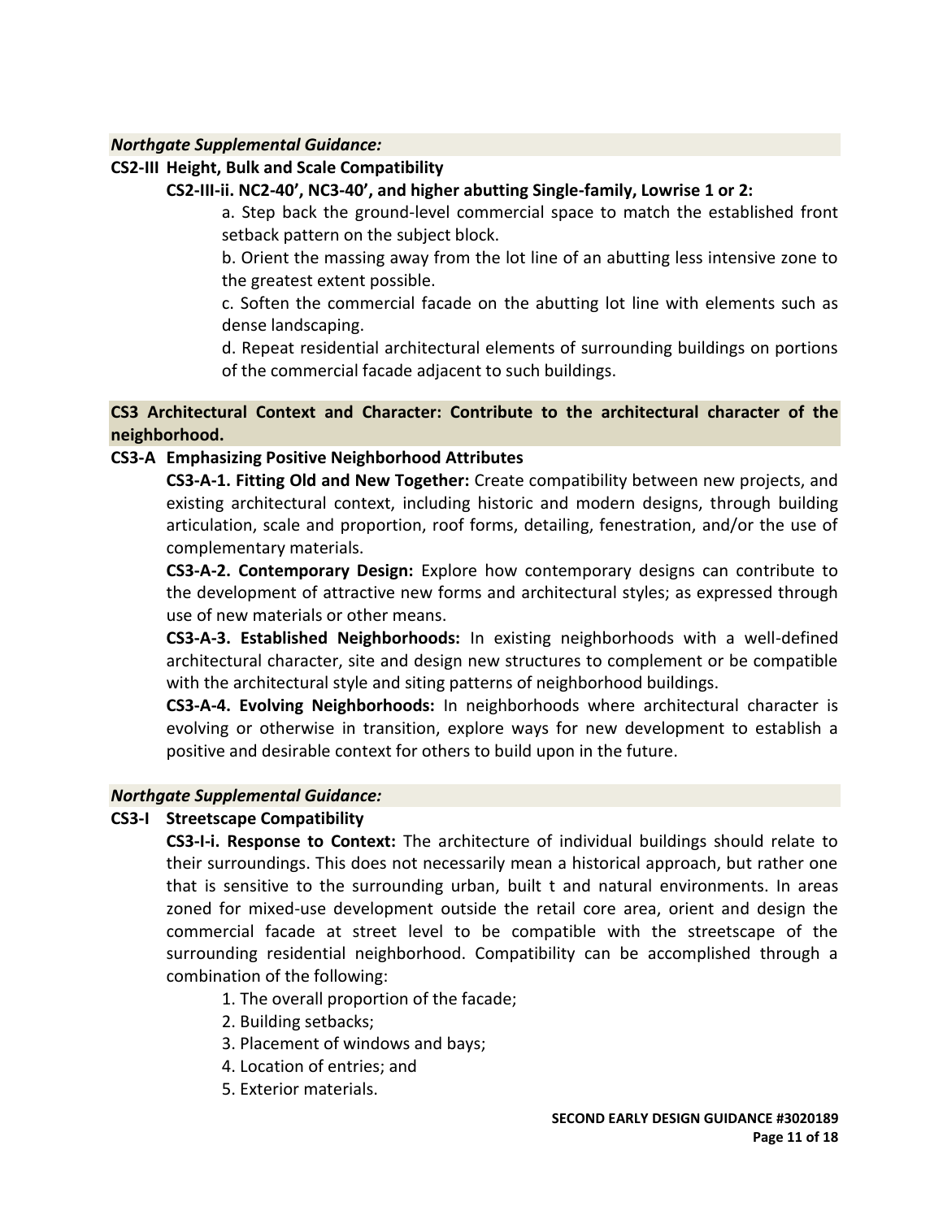***Northgate Supplemental Guidance:***

**CS2-III Height, Bulk and Scale Compatibility**

**CS2-III-ii. NC2-40', NC3-40', and higher abutting Single-family, Lowrise 1 or 2:**

a. Step back the ground-level commercial space to match the established front setback pattern on the subject block.

b. Orient the massing away from the lot line of an abutting less intensive zone to the greatest extent possible.

c. Soften the commercial facade on the abutting lot line with elements such as dense landscaping.

d. Repeat residential architectural elements of surrounding buildings on portions of the commercial facade adjacent to such buildings.

**CS3 Architectural Context and Character: Contribute to the architectural character of the neighborhood.**

**CS3-A Emphasizing Positive Neighborhood Attributes**

**CS3-A-1. Fitting Old and New Together:** Create compatibility between new projects, and existing architectural context, including historic and modern designs, through building articulation, scale and proportion, roof forms, detailing, fenestration, and/or the use of complementary materials.

**CS3-A-2. Contemporary Design:** Explore how contemporary designs can contribute to the development of attractive new forms and architectural styles; as expressed through use of new materials or other means.

**CS3-A-3. Established Neighborhoods:** In existing neighborhoods with a well-defined architectural character, site and design new structures to complement or be compatible with the architectural style and siting patterns of neighborhood buildings.

**CS3-A-4. Evolving Neighborhoods:** In neighborhoods where architectural character is evolving or otherwise in transition, explore ways for new development to establish a positive and desirable context for others to build upon in the future.

***Northgate Supplemental Guidance:***

**CS3-I Streetscape Compatibility**

**CS3-I-i. Response to Context:** The architecture of individual buildings should relate to their surroundings. This does not necessarily mean a historical approach, but rather one that is sensitive to the surrounding urban, built t and natural environments. In areas zoned for mixed-use development outside the retail core area, orient and design the commercial facade at street level to be compatible with the streetscape of the surrounding residential neighborhood. Compatibility can be accomplished through a combination of the following:

1. The overall proportion of the facade;
2. Building setbacks;
3. Placement of windows and bays;
4. Location of entries; and
5. Exterior materials.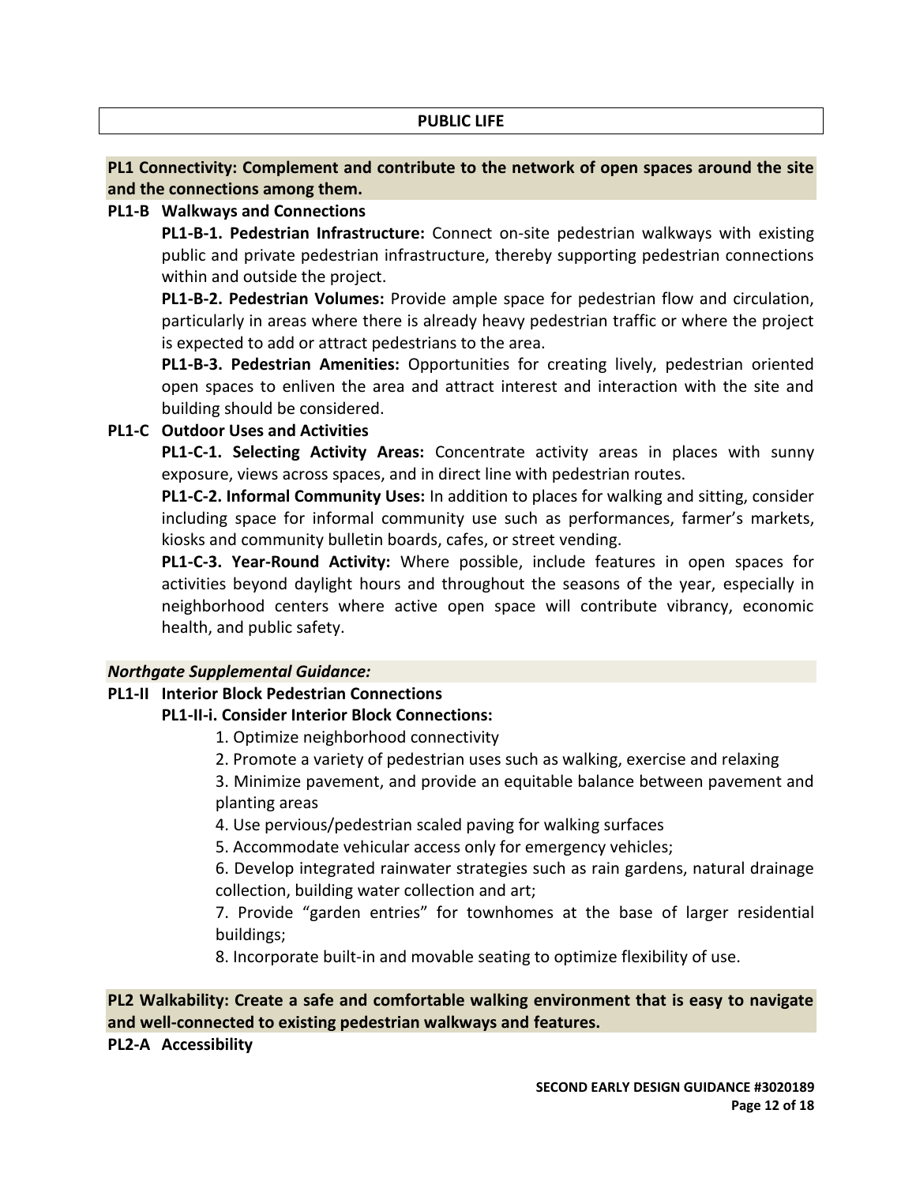## PUBLIC LIFE

**PL1 Connectivity: Complement and contribute to the network of open spaces around the site and the connections among them.**

**PL1-B Walkways and Connections**

**PL1-B-1. Pedestrian Infrastructure:** Connect on-site pedestrian walkways with existing public and private pedestrian infrastructure, thereby supporting pedestrian connections within and outside the project.

**PL1-B-2. Pedestrian Volumes:** Provide ample space for pedestrian flow and circulation, particularly in areas where there is already heavy pedestrian traffic or where the project is expected to add or attract pedestrians to the area.

**PL1-B-3. Pedestrian Amenities:** Opportunities for creating lively, pedestrian oriented open spaces to enliven the area and attract interest and interaction with the site and building should be considered.

**PL1-C Outdoor Uses and Activities**

**PL1-C-1. Selecting Activity Areas:** Concentrate activity areas in places with sunny exposure, views across spaces, and in direct line with pedestrian routes.

**PL1-C-2. Informal Community Uses:** In addition to places for walking and sitting, consider including space for informal community use such as performances, farmer's markets, kiosks and community bulletin boards, cafes, or street vending.

**PL1-C-3. Year-Round Activity:** Where possible, include features in open spaces for activities beyond daylight hours and throughout the seasons of the year, especially in neighborhood centers where active open space will contribute vibrancy, economic health, and public safety.

***Northgate Supplemental Guidance:***

**PL1-II Interior Block Pedestrian Connections**

**PL1-II-i. Consider Interior Block Connections:**

1. Optimize neighborhood connectivity
2. Promote a variety of pedestrian uses such as walking, exercise and relaxing
3. Minimize pavement, and provide an equitable balance between pavement and planting areas
4. Use pervious/pedestrian scaled paving for walking surfaces
5. Accommodate vehicular access only for emergency vehicles;
6. Develop integrated rainwater strategies such as rain gardens, natural drainage collection, building water collection and art;
7. Provide "garden entries" for townhomes at the base of larger residential buildings;
8. Incorporate built-in and movable seating to optimize flexibility of use.

**PL2 Walkability: Create a safe and comfortable walking environment that is easy to navigate and well-connected to existing pedestrian walkways and features.**

**PL2-A Accessibility**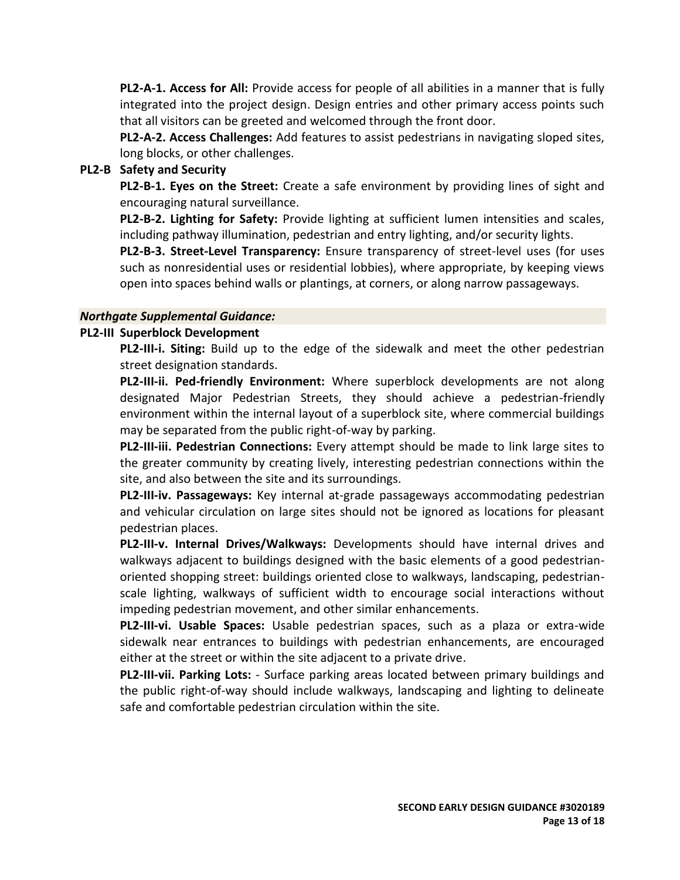**PL2-A-1. Access for All:** Provide access for people of all abilities in a manner that is fully integrated into the project design. Design entries and other primary access points such that all visitors can be greeted and welcomed through the front door.

**PL2-A-2. Access Challenges:** Add features to assist pedestrians in navigating sloped sites, long blocks, or other challenges.

**PL2-B Safety and Security**

**PL2-B-1. Eyes on the Street:** Create a safe environment by providing lines of sight and encouraging natural surveillance.

**PL2-B-2. Lighting for Safety:** Provide lighting at sufficient lumen intensities and scales, including pathway illumination, pedestrian and entry lighting, and/or security lights.

**PL2-B-3. Street-Level Transparency:** Ensure transparency of street-level uses (for uses such as nonresidential uses or residential lobbies), where appropriate, by keeping views open into spaces behind walls or plantings, at corners, or along narrow passageways.

***Northgate Supplemental Guidance:***

**PL2-III Superblock Development**

**PL2-III-i. Siting:** Build up to the edge of the sidewalk and meet the other pedestrian street designation standards.

**PL2-III-ii. Ped-friendly Environment:** Where superblock developments are not along designated Major Pedestrian Streets, they should achieve a pedestrian-friendly environment within the internal layout of a superblock site, where commercial buildings may be separated from the public right-of-way by parking.

**PL2-III-iii. Pedestrian Connections:** Every attempt should be made to link large sites to the greater community by creating lively, interesting pedestrian connections within the site, and also between the site and its surroundings.

**PL2-III-iv. Passageways:** Key internal at-grade passageways accommodating pedestrian and vehicular circulation on large sites should not be ignored as locations for pleasant pedestrian places.

**PL2-III-v. Internal Drives/Walkways:** Developments should have internal drives and walkways adjacent to buildings designed with the basic elements of a good pedestrian-oriented shopping street: buildings oriented close to walkways, landscaping, pedestrian-scale lighting, walkways of sufficient width to encourage social interactions without impeding pedestrian movement, and other similar enhancements.

**PL2-III-vi. Usable Spaces:** Usable pedestrian spaces, such as a plaza or extra-wide sidewalk near entrances to buildings with pedestrian enhancements, are encouraged either at the street or within the site adjacent to a private drive.

**PL2-III-vii. Parking Lots:** - Surface parking areas located between primary buildings and the public right-of-way should include walkways, landscaping and lighting to delineate safe and comfortable pedestrian circulation within the site.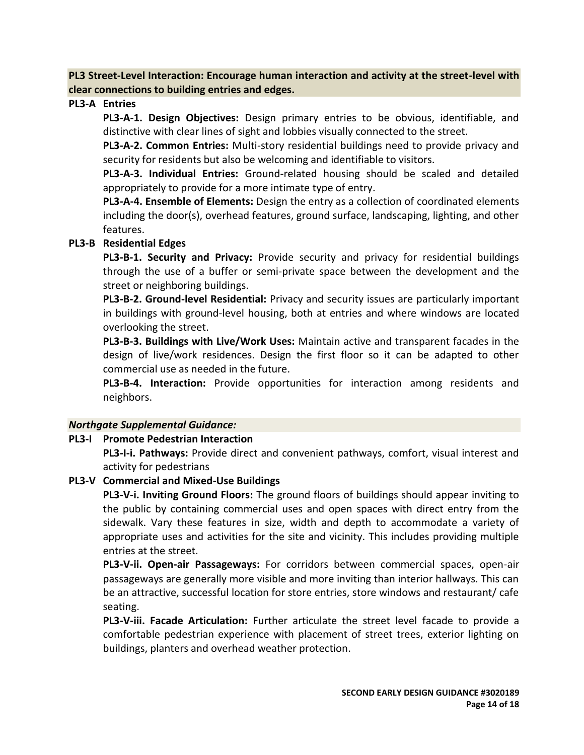**PL3 Street-Level Interaction: Encourage human interaction and activity at the street-level with clear connections to building entries and edges.**

**PL3-A Entries**

**PL3-A-1. Design Objectives:** Design primary entries to be obvious, identifiable, and distinctive with clear lines of sight and lobbies visually connected to the street.

**PL3-A-2. Common Entries:** Multi-story residential buildings need to provide privacy and security for residents but also be welcoming and identifiable to visitors.

**PL3-A-3. Individual Entries:** Ground-related housing should be scaled and detailed appropriately to provide for a more intimate type of entry.

**PL3-A-4. Ensemble of Elements:** Design the entry as a collection of coordinated elements including the door(s), overhead features, ground surface, landscaping, lighting, and other features.

**PL3-B Residential Edges**

**PL3-B-1. Security and Privacy:** Provide security and privacy for residential buildings through the use of a buffer or semi-private space between the development and the street or neighboring buildings.

**PL3-B-2. Ground-level Residential:** Privacy and security issues are particularly important in buildings with ground-level housing, both at entries and where windows are located overlooking the street.

**PL3-B-3. Buildings with Live/Work Uses:** Maintain active and transparent facades in the design of live/work residences. Design the first floor so it can be adapted to other commercial use as needed in the future.

**PL3-B-4. Interaction:** Provide opportunities for interaction among residents and neighbors.

***Northgate Supplemental Guidance:***

**PL3-I Promote Pedestrian Interaction**

**PL3-I-i. Pathways:** Provide direct and convenient pathways, comfort, visual interest and activity for pedestrians

**PL3-V Commercial and Mixed-Use Buildings**

**PL3-V-i. Inviting Ground Floors:** The ground floors of buildings should appear inviting to the public by containing commercial uses and open spaces with direct entry from the sidewalk. Vary these features in size, width and depth to accommodate a variety of appropriate uses and activities for the site and vicinity. This includes providing multiple entries at the street.

**PL3-V-ii. Open-air Passageways:** For corridors between commercial spaces, open-air passageways are generally more visible and more inviting than interior hallways. This can be an attractive, successful location for store entries, store windows and restaurant/ cafe seating.

**PL3-V-iii. Facade Articulation:** Further articulate the street level facade to provide a comfortable pedestrian experience with placement of street trees, exterior lighting on buildings, planters and overhead weather protection.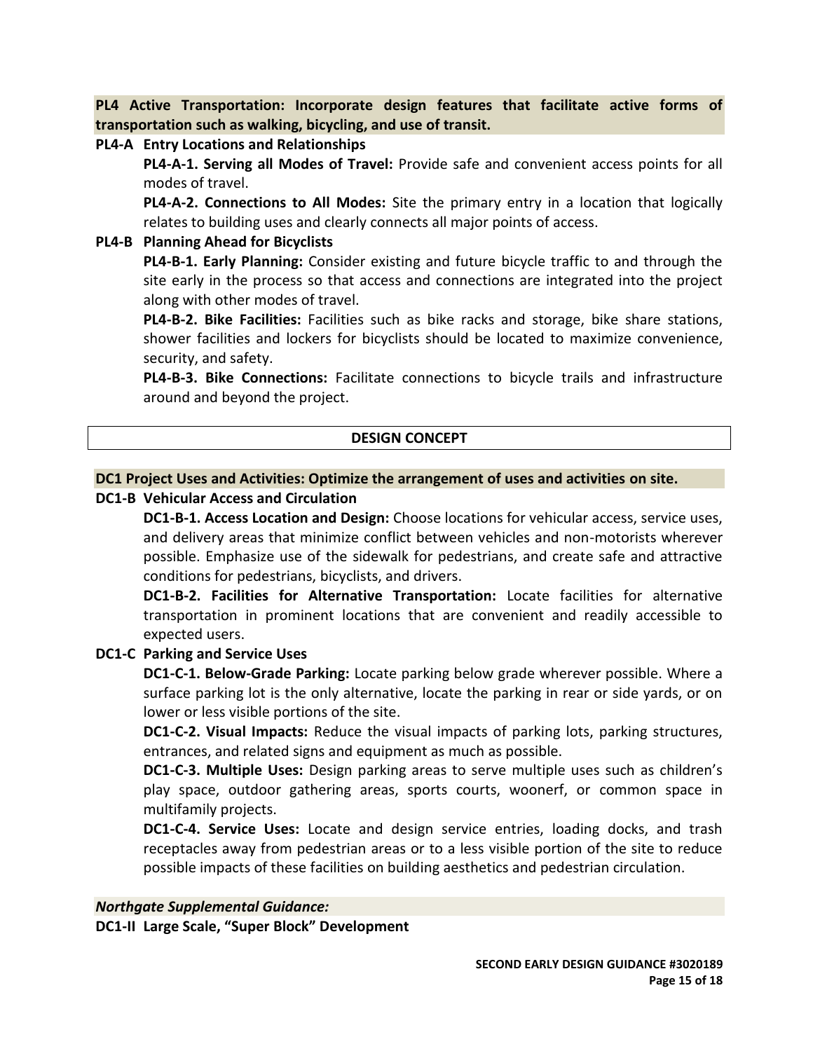**PL4 Active Transportation: Incorporate design features that facilitate active forms of transportation such as walking, bicycling, and use of transit.**

**PL4-A Entry Locations and Relationships**

**PL4-A-1. Serving all Modes of Travel:** Provide safe and convenient access points for all modes of travel.

**PL4-A-2. Connections to All Modes:** Site the primary entry in a location that logically relates to building uses and clearly connects all major points of access.

**PL4-B Planning Ahead for Bicyclists**

**PL4-B-1. Early Planning:** Consider existing and future bicycle traffic to and through the site early in the process so that access and connections are integrated into the project along with other modes of travel.

**PL4-B-2. Bike Facilities:** Facilities such as bike racks and storage, bike share stations, shower facilities and lockers for bicyclists should be located to maximize convenience, security, and safety.

**PL4-B-3. Bike Connections:** Facilitate connections to bicycle trails and infrastructure around and beyond the project.

## DESIGN CONCEPT

**DC1 Project Uses and Activities: Optimize the arrangement of uses and activities on site.**

**DC1-B Vehicular Access and Circulation**

**DC1-B-1. Access Location and Design:** Choose locations for vehicular access, service uses, and delivery areas that minimize conflict between vehicles and non-motorists wherever possible. Emphasize use of the sidewalk for pedestrians, and create safe and attractive conditions for pedestrians, bicyclists, and drivers.

**DC1-B-2. Facilities for Alternative Transportation:** Locate facilities for alternative transportation in prominent locations that are convenient and readily accessible to expected users.

**DC1-C Parking and Service Uses**

**DC1-C-1. Below-Grade Parking:** Locate parking below grade wherever possible. Where a surface parking lot is the only alternative, locate the parking in rear or side yards, or on lower or less visible portions of the site.

**DC1-C-2. Visual Impacts:** Reduce the visual impacts of parking lots, parking structures, entrances, and related signs and equipment as much as possible.

**DC1-C-3. Multiple Uses:** Design parking areas to serve multiple uses such as children's play space, outdoor gathering areas, sports courts, woonerf, or common space in multifamily projects.

**DC1-C-4. Service Uses:** Locate and design service entries, loading docks, and trash receptacles away from pedestrian areas or to a less visible portion of the site to reduce possible impacts of these facilities on building aesthetics and pedestrian circulation.

***Northgate Supplemental Guidance:***

**DC1-II Large Scale, "Super Block" Development**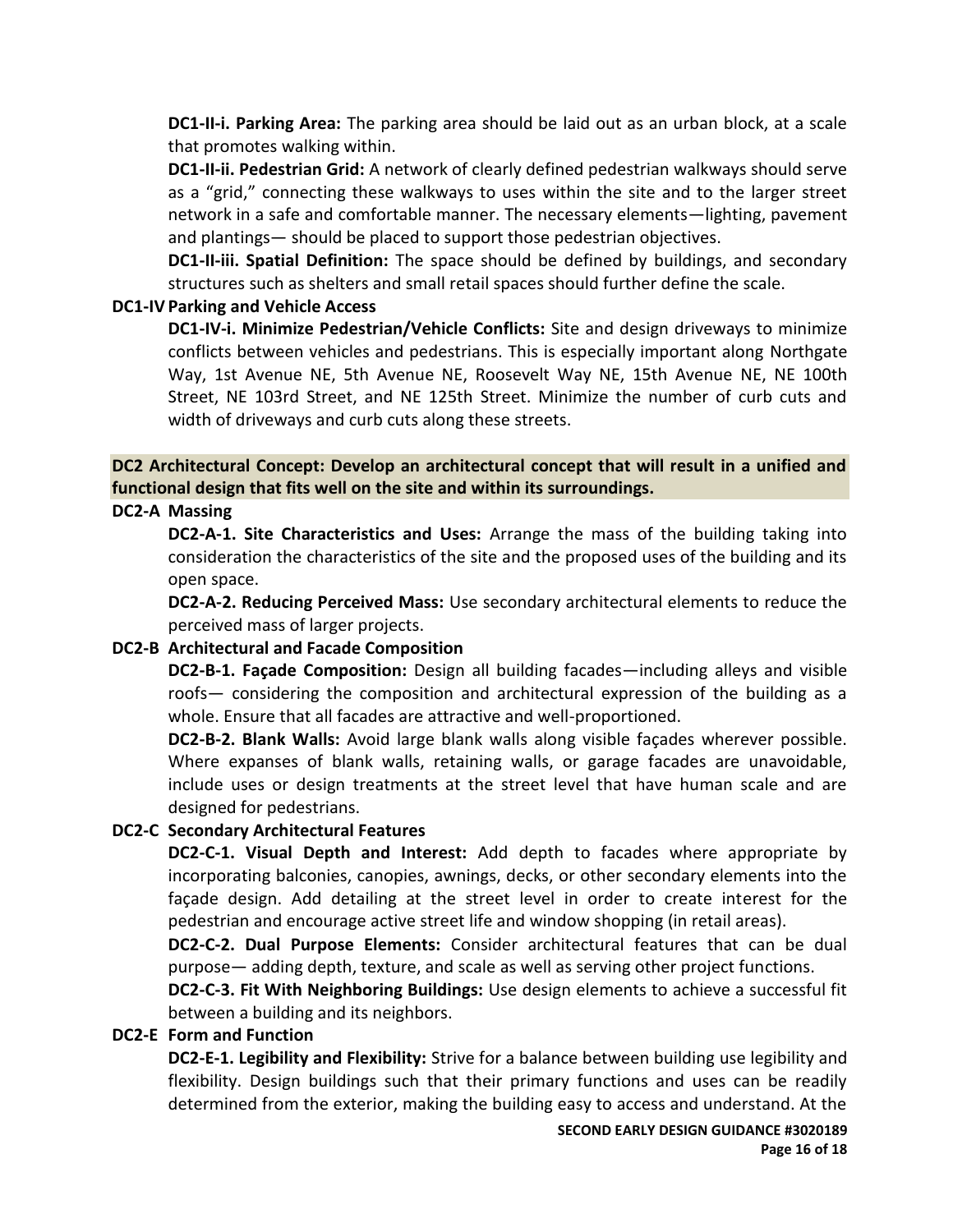**DC1-II-i. Parking Area:** The parking area should be laid out as an urban block, at a scale that promotes walking within.

**DC1-II-ii. Pedestrian Grid:** A network of clearly defined pedestrian walkways should serve as a "grid," connecting these walkways to uses within the site and to the larger street network in a safe and comfortable manner. The necessary elements—lighting, pavement and plantings— should be placed to support those pedestrian objectives.

**DC1-II-iii. Spatial Definition:** The space should be defined by buildings, and secondary structures such as shelters and small retail spaces should further define the scale.

**DC1-IV Parking and Vehicle Access**

**DC1-IV-i. Minimize Pedestrian/Vehicle Conflicts:** Site and design driveways to minimize conflicts between vehicles and pedestrians. This is especially important along Northgate Way, 1st Avenue NE, 5th Avenue NE, Roosevelt Way NE, 15th Avenue NE, NE 100th Street, NE 103rd Street, and NE 125th Street. Minimize the number of curb cuts and width of driveways and curb cuts along these streets.

**DC2 Architectural Concept: Develop an architectural concept that will result in a unified and functional design that fits well on the site and within its surroundings.**

**DC2-A Massing**

**DC2-A-1. Site Characteristics and Uses:** Arrange the mass of the building taking into consideration the characteristics of the site and the proposed uses of the building and its open space.

**DC2-A-2. Reducing Perceived Mass:** Use secondary architectural elements to reduce the perceived mass of larger projects.

**DC2-B Architectural and Facade Composition**

**DC2-B-1. Façade Composition:** Design all building facades—including alleys and visible roofs— considering the composition and architectural expression of the building as a whole. Ensure that all facades are attractive and well-proportioned.

**DC2-B-2. Blank Walls:** Avoid large blank walls along visible façades wherever possible. Where expanses of blank walls, retaining walls, or garage facades are unavoidable, include uses or design treatments at the street level that have human scale and are designed for pedestrians.

**DC2-C Secondary Architectural Features**

**DC2-C-1. Visual Depth and Interest:** Add depth to facades where appropriate by incorporating balconies, canopies, awnings, decks, or other secondary elements into the façade design. Add detailing at the street level in order to create interest for the pedestrian and encourage active street life and window shopping (in retail areas).

**DC2-C-2. Dual Purpose Elements:** Consider architectural features that can be dual purpose— adding depth, texture, and scale as well as serving other project functions.

**DC2-C-3. Fit With Neighboring Buildings:** Use design elements to achieve a successful fit between a building and its neighbors.

**DC2-E Form and Function**

**DC2-E-1. Legibility and Flexibility:** Strive for a balance between building use legibility and flexibility. Design buildings such that their primary functions and uses can be readily determined from the exterior, making the building easy to access and understand. At the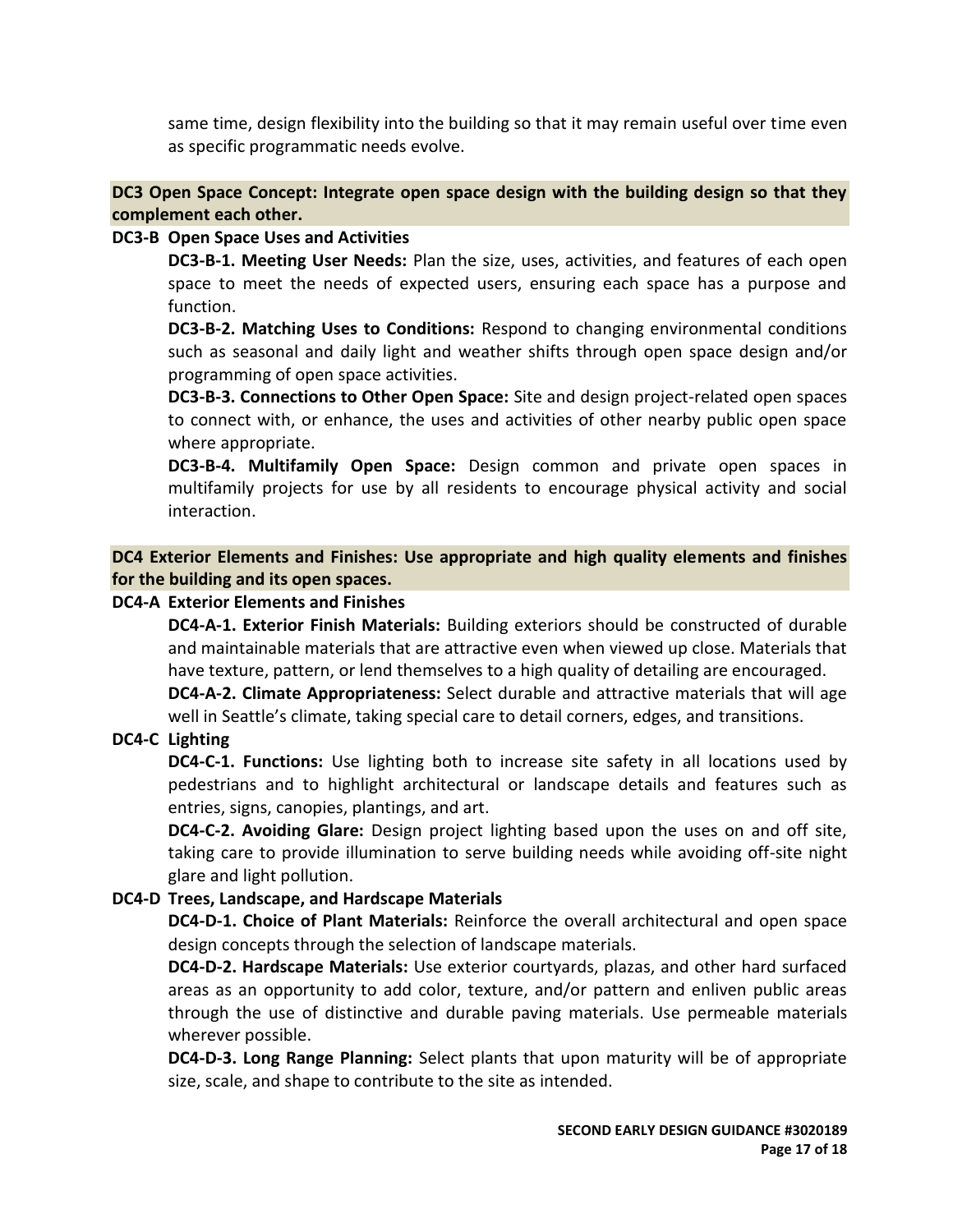same time, design flexibility into the building so that it may remain useful over time even as specific programmatic needs evolve.

## DC3 Open Space Concept: Integrate open space design with the building design so that they complement each other.

### DC3-B Open Space Uses and Activities

**DC3-B-1. Meeting User Needs:** Plan the size, uses, activities, and features of each open space to meet the needs of expected users, ensuring each space has a purpose and function.

**DC3-B-2. Matching Uses to Conditions:** Respond to changing environmental conditions such as seasonal and daily light and weather shifts through open space design and/or programming of open space activities.

**DC3-B-3. Connections to Other Open Space:** Site and design project-related open spaces to connect with, or enhance, the uses and activities of other nearby public open space where appropriate.

**DC3-B-4. Multifamily Open Space:** Design common and private open spaces in multifamily projects for use by all residents to encourage physical activity and social interaction.

## DC4 Exterior Elements and Finishes: Use appropriate and high quality elements and finishes for the building and its open spaces.

### DC4-A Exterior Elements and Finishes

**DC4-A-1. Exterior Finish Materials:** Building exteriors should be constructed of durable and maintainable materials that are attractive even when viewed up close. Materials that have texture, pattern, or lend themselves to a high quality of detailing are encouraged.

**DC4-A-2. Climate Appropriateness:** Select durable and attractive materials that will age well in Seattle's climate, taking special care to detail corners, edges, and transitions.

### DC4-C Lighting

**DC4-C-1. Functions:** Use lighting both to increase site safety in all locations used by pedestrians and to highlight architectural or landscape details and features such as entries, signs, canopies, plantings, and art.

**DC4-C-2. Avoiding Glare:** Design project lighting based upon the uses on and off site, taking care to provide illumination to serve building needs while avoiding off-site night glare and light pollution.

### DC4-D Trees, Landscape, and Hardscape Materials

**DC4-D-1. Choice of Plant Materials:** Reinforce the overall architectural and open space design concepts through the selection of landscape materials.

**DC4-D-2. Hardscape Materials:** Use exterior courtyards, plazas, and other hard surfaced areas as an opportunity to add color, texture, and/or pattern and enliven public areas through the use of distinctive and durable paving materials. Use permeable materials wherever possible.

**DC4-D-3. Long Range Planning:** Select plants that upon maturity will be of appropriate size, scale, and shape to contribute to the site as intended.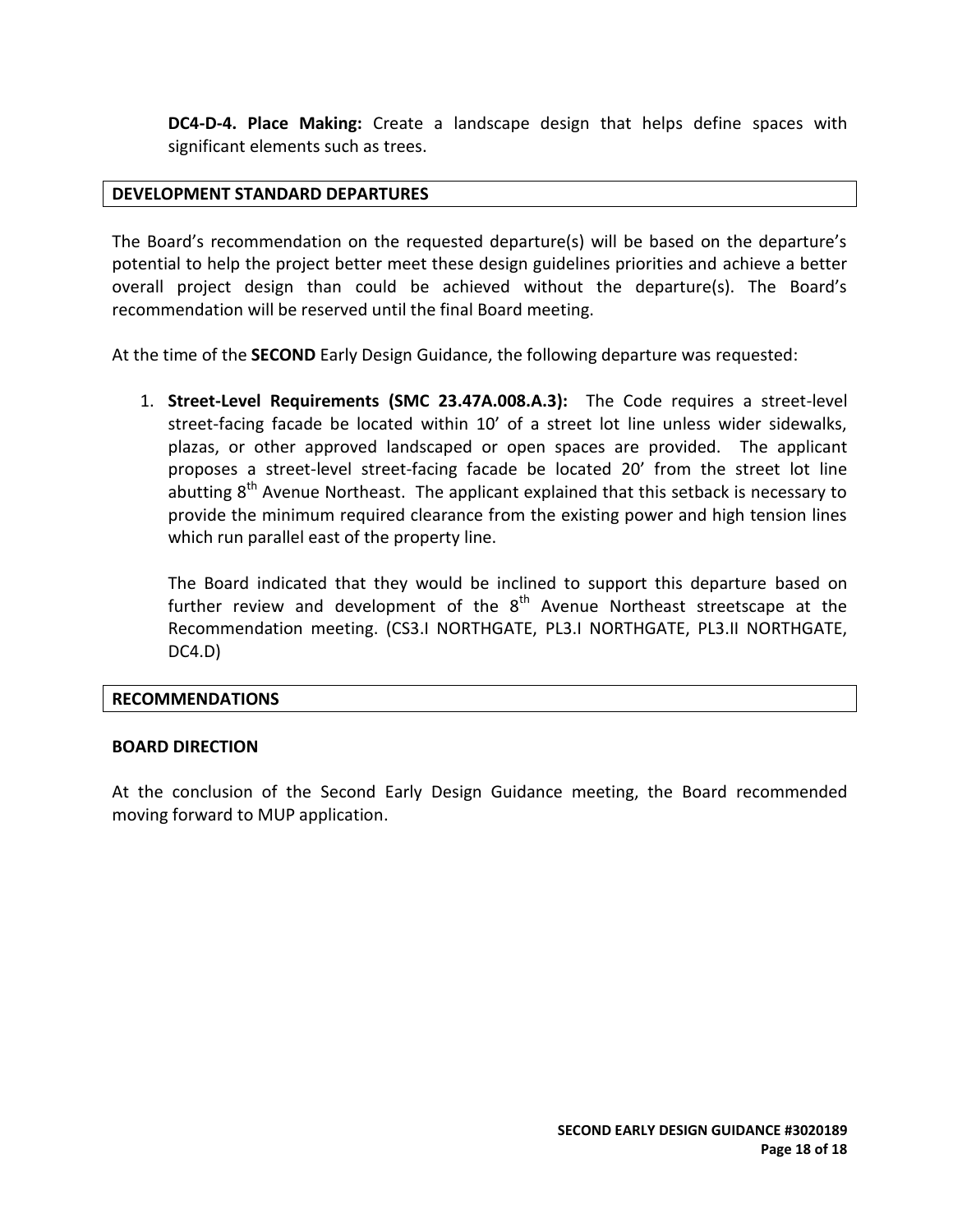**DC4-D-4. Place Making:** Create a landscape design that helps define spaces with significant elements such as trees.

## DEVELOPMENT STANDARD DEPARTURES

The Board's recommendation on the requested departure(s) will be based on the departure's potential to help the project better meet these design guidelines priorities and achieve a better overall project design than could be achieved without the departure(s). The Board's recommendation will be reserved until the final Board meeting.

At the time of the **SECOND** Early Design Guidance, the following departure was requested:

1. **Street-Level Requirements (SMC 23.47A.008.A.3):** The Code requires a street-level street-facing facade be located within 10' of a street lot line unless wider sidewalks, plazas, or other approved landscaped or open spaces are provided. The applicant proposes a street-level street-facing facade be located 20' from the street lot line abutting 8th Avenue Northeast. The applicant explained that this setback is necessary to provide the minimum required clearance from the existing power and high tension lines which run parallel east of the property line.

   The Board indicated that they would be inclined to support this departure based on further review and development of the 8th Avenue Northeast streetscape at the Recommendation meeting. (CS3.I NORTHGATE, PL3.I NORTHGATE, PL3.II NORTHGATE, DC4.D)

## RECOMMENDATIONS

### BOARD DIRECTION

At the conclusion of the Second Early Design Guidance meeting, the Board recommended moving forward to MUP application.